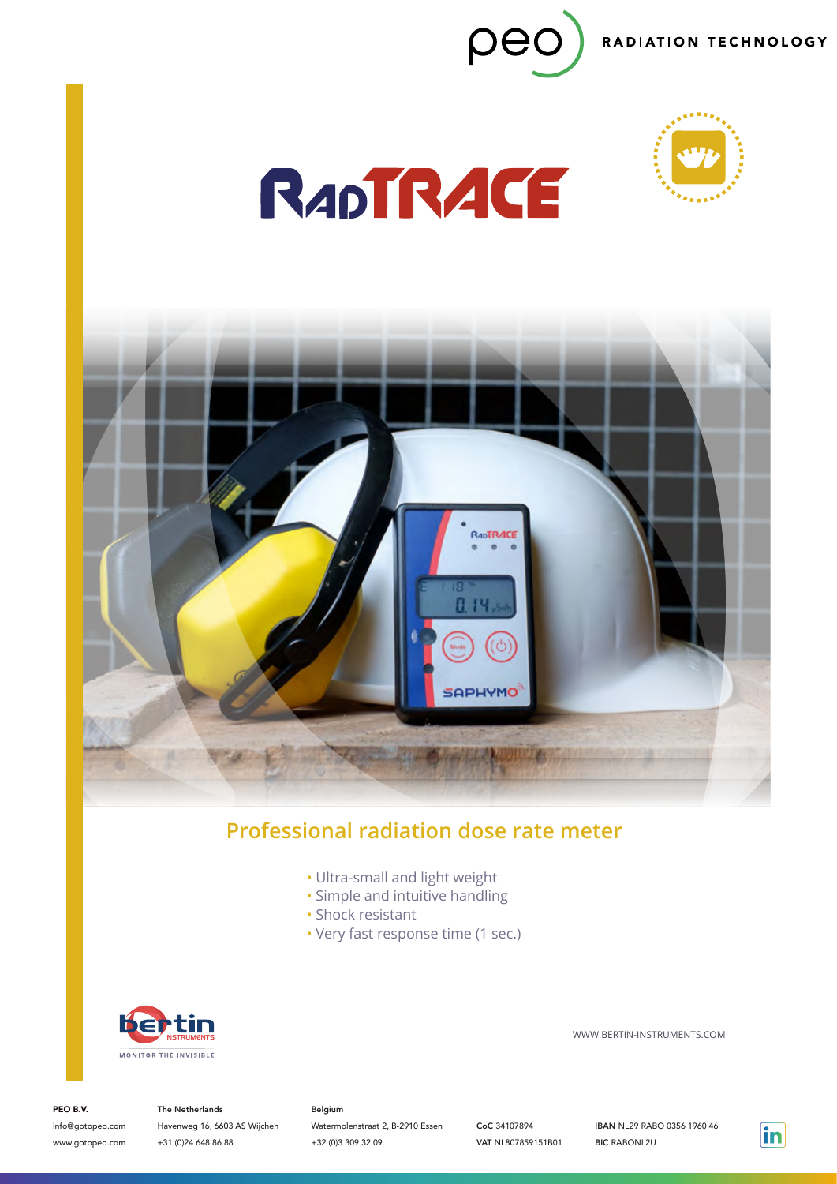peo RADIATION TECHNOLOGY

# RadTRACE

## Professional radiation dose rate meter

- Ultra-small and light weight
- Simple and intuitive handling
- Shock resistant
- Very fast response time (1 sec.)

bertin INSTRUMENTS
MONITOR THE INVISIBLE

WWW.BERTIN-INSTRUMENTS.COM

**PEO B.V.**
info@gotopeo.com
www.gotopeo.com

**The Netherlands**
Havenweg 16, 6603 AS Wijchen
+31 (0)24 648 86 88

**Belgium**
Watermolenstraat 2, B-2910 Essen
+32 (0)3 309 32 09

**CoC** 34107894
**VAT** NL807859151B01

**IBAN** NL29 RABO 0356 1960 46
**BIC** RABONL2U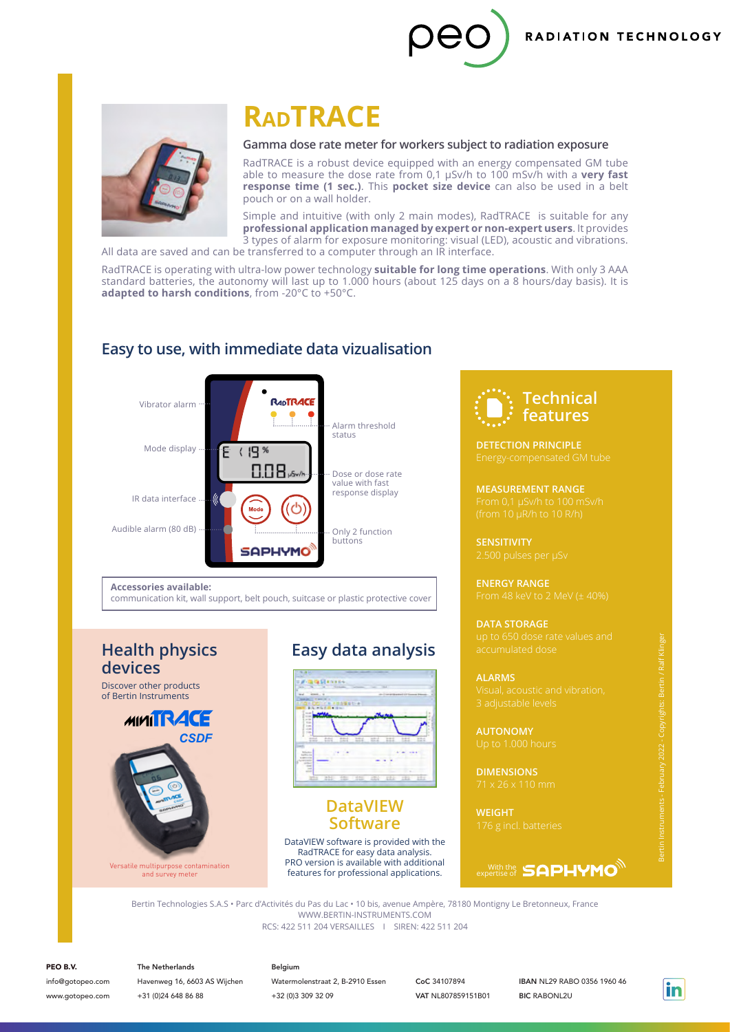# RadTRACE

## Gamma dose rate meter for workers subject to radiation exposure

RadTRACE is a robust device equipped with an energy compensated GM tube able to measure the dose rate from 0,1 µSv/h to 100 mSv/h with a **very fast response time (1 sec.)**. This **pocket size device** can also be used in a belt pouch or on a wall holder.

Simple and intuitive (with only 2 main modes), RadTRACE is suitable for any **professional application managed by expert or non-expert users**. It provides 3 types of alarm for exposure monitoring: visual (LED), acoustic and vibrations. All data are saved and can be transferred to a computer through an IR interface.

RadTRACE is operating with ultra-low power technology **suitable for long time operations**. With only 3 AAA standard batteries, the autonomy will last up to 1.000 hours (about 125 days on a 8 hours/day basis). It is **adapted to harsh conditions**, from -20°C to +50°C.

## Easy to use, with immediate data vizualisation

Vibrator alarm

Mode display

IR data interface

Audible alarm (80 dB)

Alarm threshold status

Dose or dose rate value with fast response display

Only 2 function buttons

**Accessories available:**
communication kit, wall support, belt pouch, suitcase or plastic protective cover

## Technical features

**DETECTION PRINCIPLE**
Energy-compensated GM tube

**MEASUREMENT RANGE**
From 0,1 µSv/h to 100 mSv/h
(from 10 µR/h to 10 R/h)

**SENSITIVITY**
2.500 pulses per µSv

**ENERGY RANGE**
From 48 keV to 2 MeV (± 40%)

**DATA STORAGE**
up to 650 dose rate values and accumulated dose

**ALARMS**
Visual, acoustic and vibration, 3 adjustable levels

**AUTONOMY**
Up to 1.000 hours

**DIMENSIONS**
71 x 26 x 110 mm

**WEIGHT**
176 g incl. batteries

With the expertise of SAPHYMO

## Health physics devices

Discover other products of Bertin Instruments

MINITRACE CSDF

Versatile multipurpose contamination and survey meter

## Easy data analysis

### DataVIEW Software

DataVIEW software is provided with the RadTRACE for easy data analysis. PRO version is available with additional features for professional applications.

Bertin Instruments - February 2022 - Copyrights: Bertin / Raf Klinger

Bertin Technologies S.A.S • Parc d'Activités du Pas du Lac • 10 bis, avenue Ampère, 78180 Montigny Le Bretonneux, France
WWW.BERTIN-INSTRUMENTS.COM
RCS: 422 511 204 VERSAILLES I SIREN: 422 511 204

**PEO B.V.**
info@gotopeo.com
www.gotopeo.com

The Netherlands
Havenweg 16, 6603 AS Wijchen
+31 (0)24 648 86 88

Belgium
Watermolenstraat 2, B-2910 Essen
+32 (0)3 309 32 09

**CoC** 34107894
**VAT** NL807859151B01

**IBAN** NL29 RABO 0356 1960 46
**BIC** RABONL2U